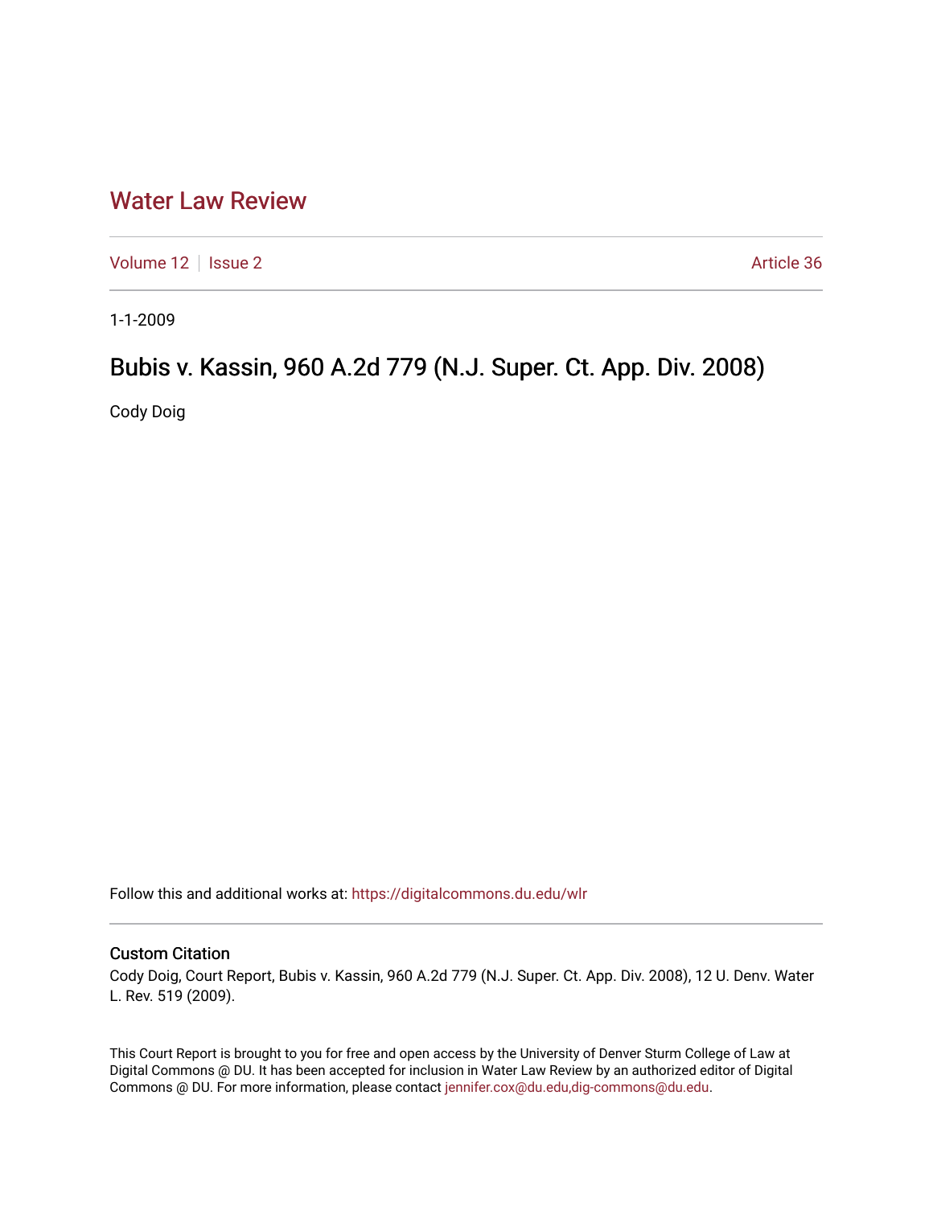# Water Law Review

Volume 12 | Issue 2 Article 36

1-1-2009

## Bubis v. Kassin, 960 A.2d 779 (N.J. Super. Ct. App. Div. 2008)

Cody Doig

Follow this and additional works at: https://digitalcommons.du.edu/wlr

### Custom Citation

Cody Doig, Court Report, Bubis v. Kassin, 960 A.2d 779 (N.J. Super. Ct. App. Div. 2008), 12 U. Denv. Water L. Rev. 519 (2009).

This Court Report is brought to you for free and open access by the University of Denver Sturm College of Law at Digital Commons @ DU. It has been accepted for inclusion in Water Law Review by an authorized editor of Digital Commons @ DU. For more information, please contact jennifer.cox@du.edu,dig-commons@du.edu.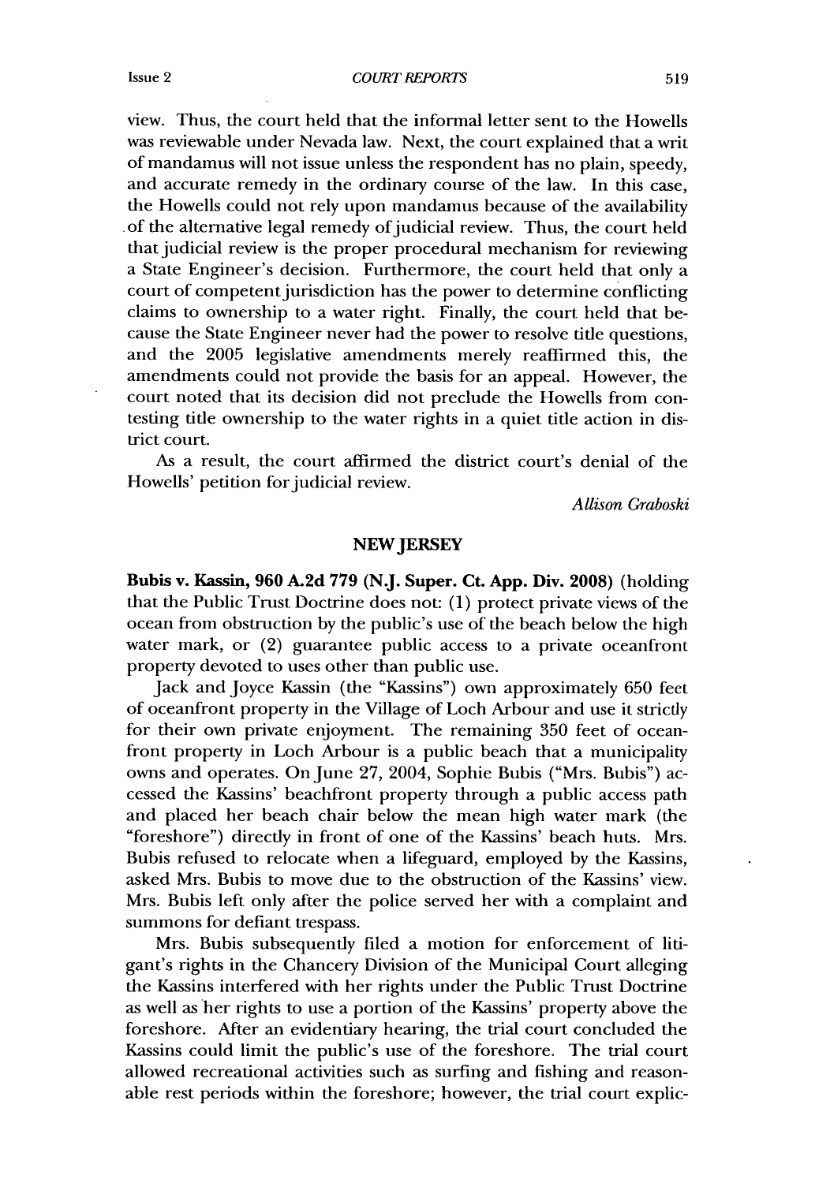view. Thus, the court held that the informal letter sent to the Howells was reviewable under Nevada law. Next, the court explained that a writ of mandamus will not issue unless the respondent has no plain, speedy, and accurate remedy in the ordinary course of the law. In this case, the Howells could not rely upon mandamus because of the availability of the alternative legal remedy of judicial review. Thus, the court held that judicial review is the proper procedural mechanism for reviewing a State Engineer's decision. Furthermore, the court held that only a court of competent jurisdiction has the power to determine conflicting claims to ownership to a water right. Finally, the court held that because the State Engineer never had the power to resolve title questions, and the 2005 legislative amendments merely reaffirmed this, the amendments could not provide the basis for an appeal. However, the court noted that its decision did not preclude the Howells from contesting title ownership to the water rights in a quiet title action in district court.

As a result, the court affirmed the district court's denial of the Howells' petition for judicial review.

*Allison Graboski*

## NEW JERSEY

**Bubis v. Kassin, 960 A.2d 779 (N.J. Super. Ct. App. Div. 2008)** (holding that the Public Trust Doctrine does not: (1) protect private views of the ocean from obstruction by the public's use of the beach below the high water mark, or (2) guarantee public access to a private oceanfront property devoted to uses other than public use.

Jack and Joyce Kassin (the "Kassins") own approximately 650 feet of oceanfront property in the Village of Loch Arbour and use it strictly for their own private enjoyment. The remaining 350 feet of oceanfront property in Loch Arbour is a public beach that a municipality owns and operates. On June 27, 2004, Sophie Bubis ("Mrs. Bubis") accessed the Kassins' beachfront property through a public access path and placed her beach chair below the mean high water mark (the "foreshore") directly in front of one of the Kassins' beach huts. Mrs. Bubis refused to relocate when a lifeguard, employed by the Kassins, asked Mrs. Bubis to move due to the obstruction of the Kassins' view. Mrs. Bubis left only after the police served her with a complaint and summons for defiant trespass.

Mrs. Bubis subsequently filed a motion for enforcement of litigant's rights in the Chancery Division of the Municipal Court alleging the Kassins interfered with her rights under the Public Trust Doctrine as well as her rights to use a portion of the Kassins' property above the foreshore. After an evidentiary hearing, the trial court concluded the Kassins could limit the public's use of the foreshore. The trial court allowed recreational activities such as surfing and fishing and reasonable rest periods within the foreshore; however, the trial court explic-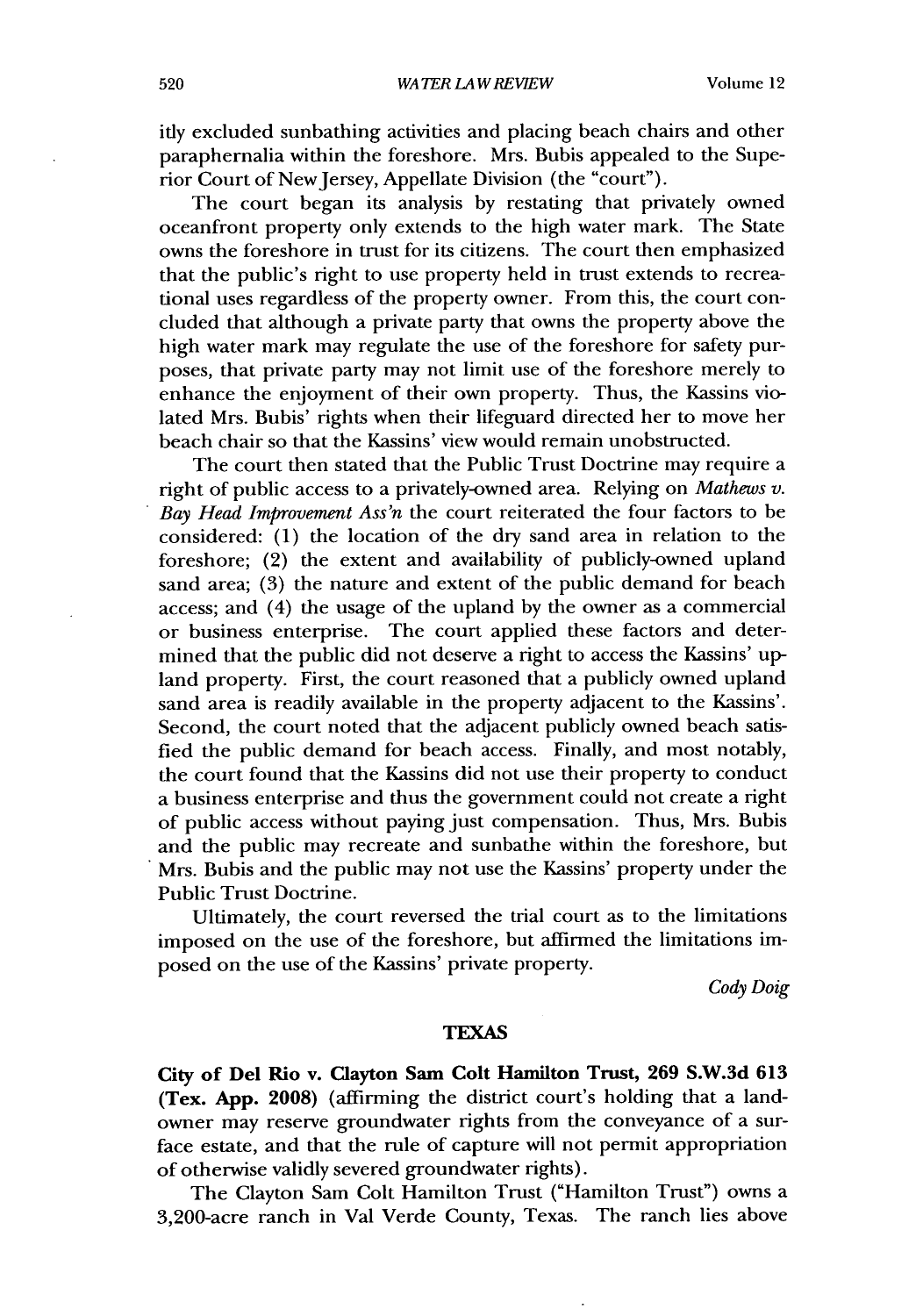itly excluded sunbathing activities and placing beach chairs and other paraphernalia within the foreshore. Mrs. Bubis appealed to the Superior Court of New Jersey, Appellate Division (the "court").

The court began its analysis by restating that privately owned oceanfront property only extends to the high water mark. The State owns the foreshore in trust for its citizens. The court then emphasized that the public's right to use property held in trust extends to recreational uses regardless of the property owner. From this, the court concluded that although a private party that owns the property above the high water mark may regulate the use of the foreshore for safety purposes, that private party may not limit use of the foreshore merely to enhance the enjoyment of their own property. Thus, the Kassins violated Mrs. Bubis' rights when their lifeguard directed her to move her beach chair so that the Kassins' view would remain unobstructed.

The court then stated that the Public Trust Doctrine may require a right of public access to a privately-owned area. Relying on *Mathews v. Bay Head Improvement Ass'n* the court reiterated the four factors to be considered: (1) the location of the dry sand area in relation to the foreshore; (2) the extent and availability of publicly-owned upland sand area; (3) the nature and extent of the public demand for beach access; and (4) the usage of the upland by the owner as a commercial or business enterprise. The court applied these factors and determined that the public did not deserve a right to access the Kassins' upland property. First, the court reasoned that a publicly owned upland sand area is readily available in the property adjacent to the Kassins'. Second, the court noted that the adjacent publicly owned beach satisfied the public demand for beach access. Finally, and most notably, the court found that the Kassins did not use their property to conduct a business enterprise and thus the government could not create a right of public access without paying just compensation. Thus, Mrs. Bubis and the public may recreate and sunbathe within the foreshore, but Mrs. Bubis and the public may not use the Kassins' property under the Public Trust Doctrine.

Ultimately, the court reversed the trial court as to the limitations imposed on the use of the foreshore, but affirmed the limitations imposed on the use of the Kassins' private property.

*Cody Doig*

## TEXAS

**City of Del Rio v. Clayton Sam Colt Hamilton Trust, 269 S.W.3d 613 (Tex. App. 2008)** (affirming the district court's holding that a landowner may reserve groundwater rights from the conveyance of a surface estate, and that the rule of capture will not permit appropriation of otherwise validly severed groundwater rights).

The Clayton Sam Colt Hamilton Trust ("Hamilton Trust") owns a 3,200-acre ranch in Val Verde County, Texas. The ranch lies above